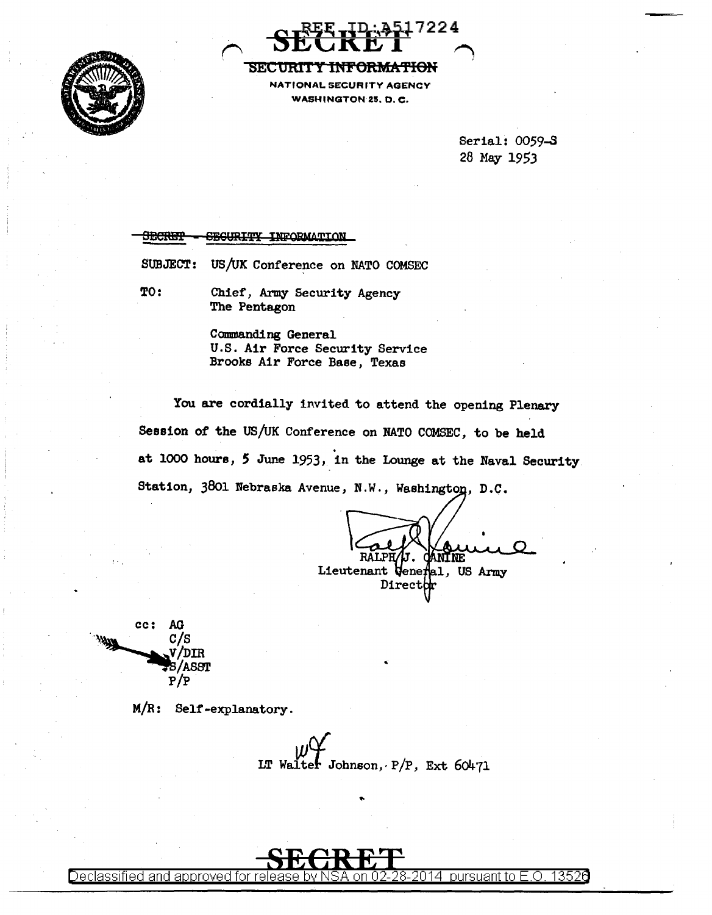REF ID:A517224

**SECRET**

~~SECURITY INFORMATION~~

NATIONAL SECURITY AGENCY
WASHINGTON 25, D. C.

Serial: 0059-S
28 May 1953

~~SECRET - SECURITY INFORMATION~~

SUBJECT: US/UK Conference on NATO COMSEC

TO: Chief, Army Security Agency
The Pentagon

Commanding General
U.S. Air Force Security Service
Brooks Air Force Base, Texas

You are cordially invited to attend the opening Plenary Session of the US/UK Conference on NATO COMSEC, to be held at 1000 hours, 5 June 1953, in the Lounge at the Naval Security Station, 3801 Nebraska Avenue, N.W., Washington, D.C.

RALPH J. CANINE
Lieutenant General, US Army
Director

cc: AG
C/S
V/DIR
S/ASST
P/P

M/R: Self-explanatory.

WJ
LT Walter Johnson, P/P, Ext 60471

**SECRET**

Declassified and approved for release by NSA on 02-28-2014 pursuant to E.O. 13526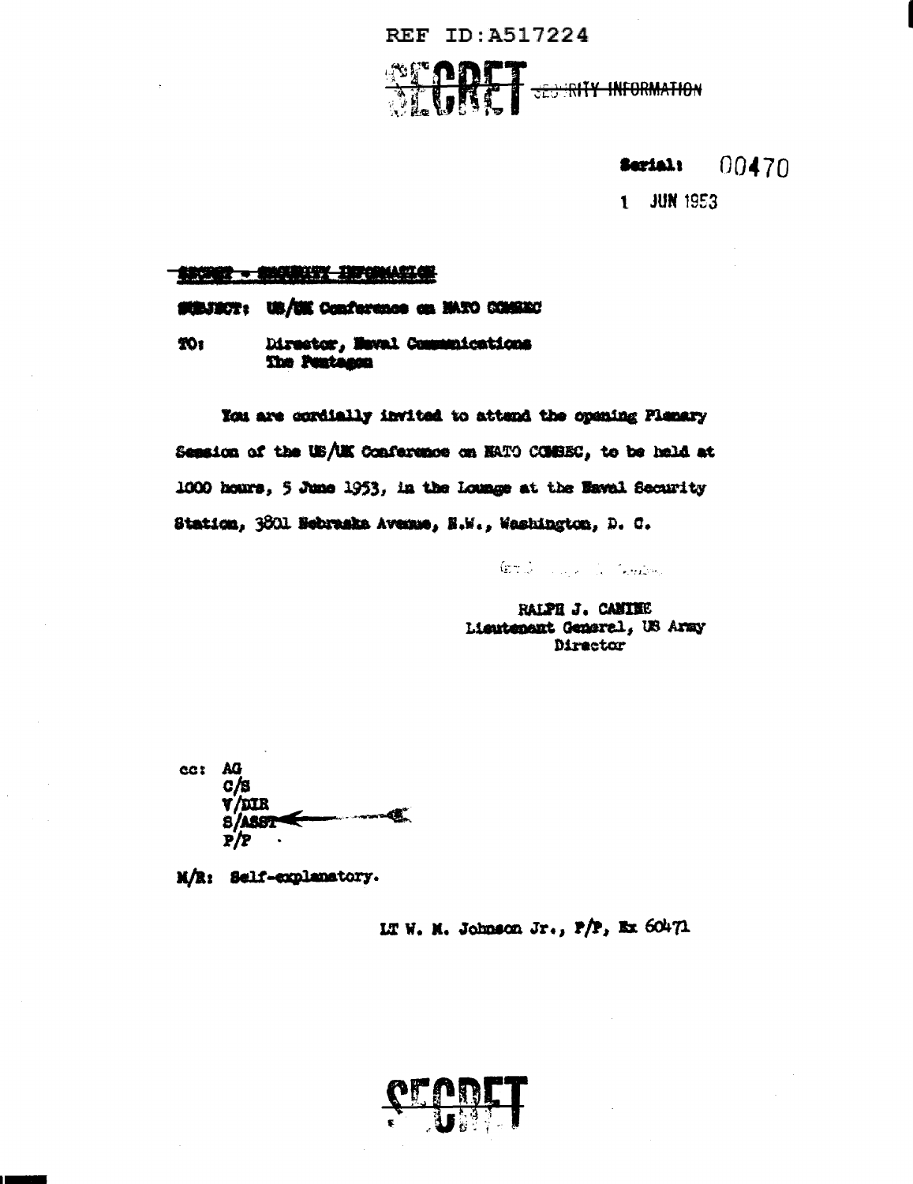REF ID:A517224

SECRET ~~SECURITY INFORMATION~~

Serial: 00470

1 JUN 1953

~~SECRET - SECURITY INFORMATION~~

SUBJECT: US/UK Conference on NATO COMSEC

TO: Director, Naval Communications
The Pentagon

You are cordially invited to attend the opening Plenary Session of the US/UK Conference on NATO COMSEC, to be held at 1000 hours, 5 June 1953, in the Lounge at the Naval Security Station, 3801 Nebraska Avenue, N.W., Washington, D. C.

RALPH J. CANINE
Lieutenant General, US Army
Director

cc: AG
C/S
V/DIR
S/ASST
P/P

M/R: Self-explanatory.

LT W. M. Johnson Jr., P/P, Ex 60471

SECRET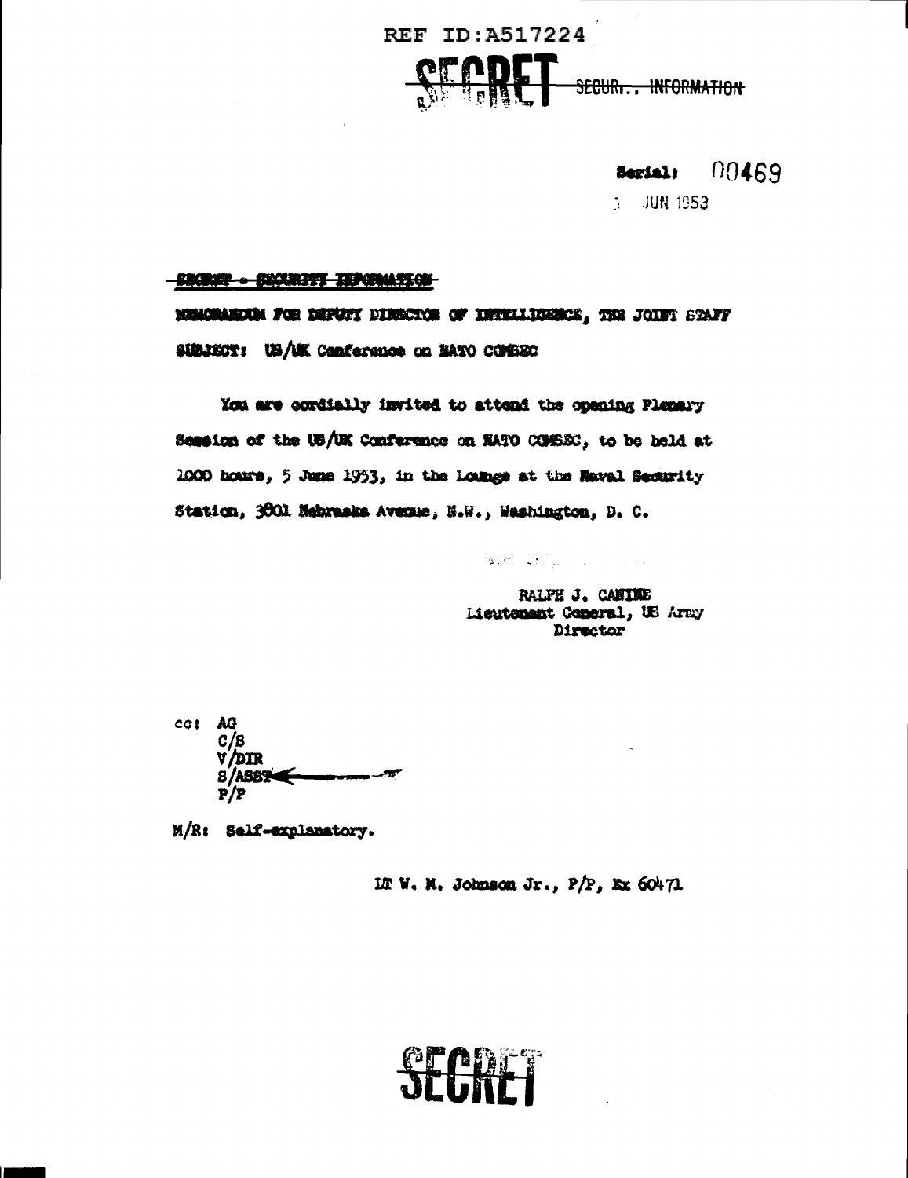REF ID:A517224

SECRET ~~SECUR.. INFORMATION~~

Serial: 00469

3 JUN 1953

~~SECRET - SECURITY INFORMATION~~

MEMORANDUM FOR DEPUTY DIRECTOR OF INTELLIGENCE, THE JOINT STAFF

SUBJECT: US/UK Conference on NATO COMSEC

You are cordially invited to attend the opening Plenary Session of the US/UK Conference on NATO COMSEC, to be held at 1000 hours, 5 June 1953, in the Lounge at the Naval Security Station, 3801 Nebraska Avenue, N.W., Washington, D. C.

RALPH J. CANINE
Lieutenant General, US Army
Director

cc: AG
C/S
V/DIR
S/ASST
P/P

M/R: Self-explanatory.

LT W. M. Johnson Jr., P/P, Ex 60471

SECRET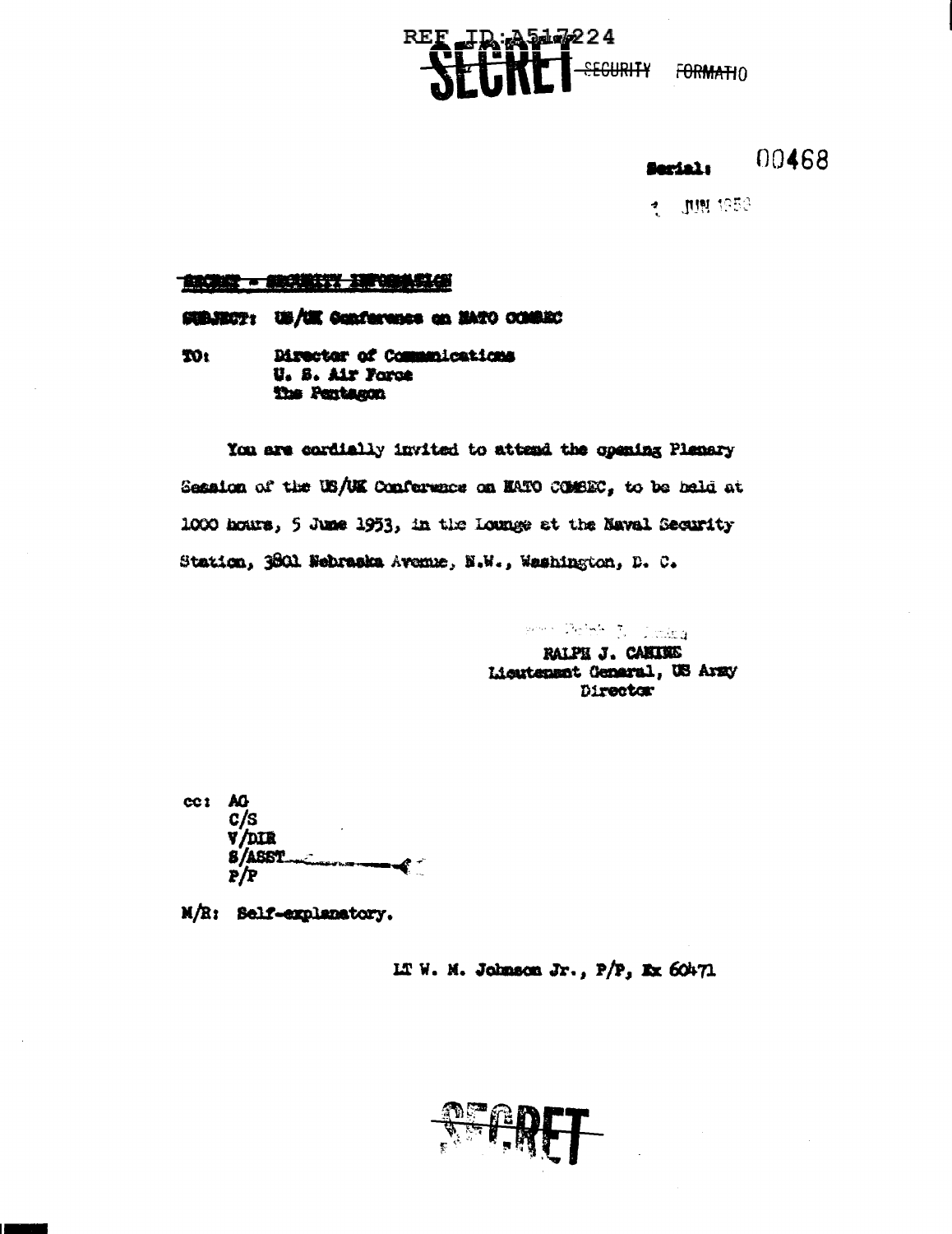REF ID:A517224

**SECRET** ~~SECURITY~~ ~~FORMATIO~~

**Serial:** 00468

1 JUN 1953

~~SECRET - SECURITY INFORMATION~~

**SUBJECT:** US/UK Conference on NATO COMSEC

**TO:** Director of Communications
U. S. Air Force
The Pentagon

You are cordially invited to attend the opening Plenary Session of the US/UK Conference on NATO COMSEC, to be held at 1000 hours, 5 June 1953, in the Lounge at the Naval Security Station, 3801 Nebraska Avenue, N.W., Washington, D. C.

RALPH J. CANINE
Lieutenant General, US Army
Director

cc: AG
C/S
V/DIR
S/ASST
P/P

M/R: Self-explanatory.

LT W. M. Johnson Jr., P/P, Ex 60471

**SECRET**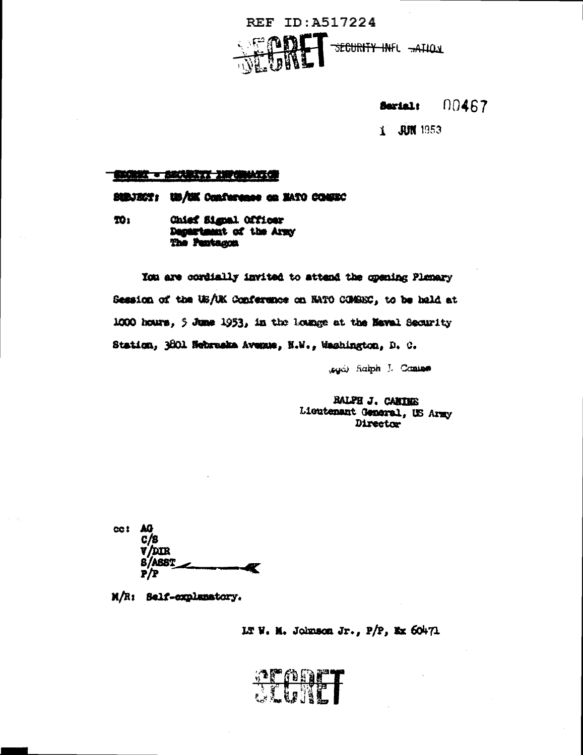REF ID:A517224

SECRET ~~SECURITY INFORMATION~~

**Serial:** 00467

1 JUN 1953

~~SECRET - SECURITY INFORMATION~~

**SUBJECT:** US/UK Conference on NATO COMSEC

**TO:** Chief Signal Officer
Department of the Army
The Pentagon

You are cordially invited to attend the opening Plenary Session of the US/UK Conference on NATO COMSEC, to be held at 1000 hours, 5 June 1953, in the lounge at the Naval Security Station, 3801 Nebraska Avenue, N.W., Washington, D. C.

(sgd) Ralph J. Canine

RALPH J. CANINE
Lieutenant General, US Army
Director

cc: AG
C/S
V/DIR
S/ASST
P/P

M/R: Self-explanatory.

LT W. M. Johnson Jr., P/P, Ex 60471

SECRET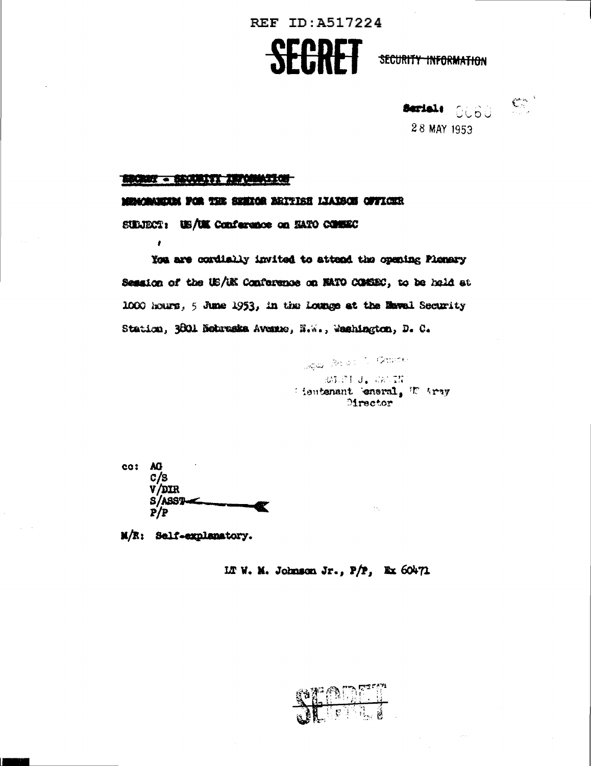REF ID:A517224

# SECRET

~~SECURITY INFORMATION~~

Serial: 0060

28 MAY 1953

~~SECRET - SECURITY INFORMATION~~

MEMORANDUM FOR THE SENIOR BRITISH LIAISON OFFICER

SUBJECT: US/UK Conference on NATO COMSEC

You are cordially invited to attend the opening Plenary Session of the US/UK Conference on NATO COMSEC, to be held at 1000 hours, 5 June 1953, in the Lounge at the Naval Security Station, 3801 Nebraska Avenue, N.W., Washington, D. C.

/s/ Ralph J. Canine

RALPH J. CANINE
Lieutenant General, US Army
Director

cc: AG
C/S
V/DIR
S/ASST
P/P

M/R: Self-explanatory.

LT W. M. Johnson Jr., P/P, Ex 60471

SECRET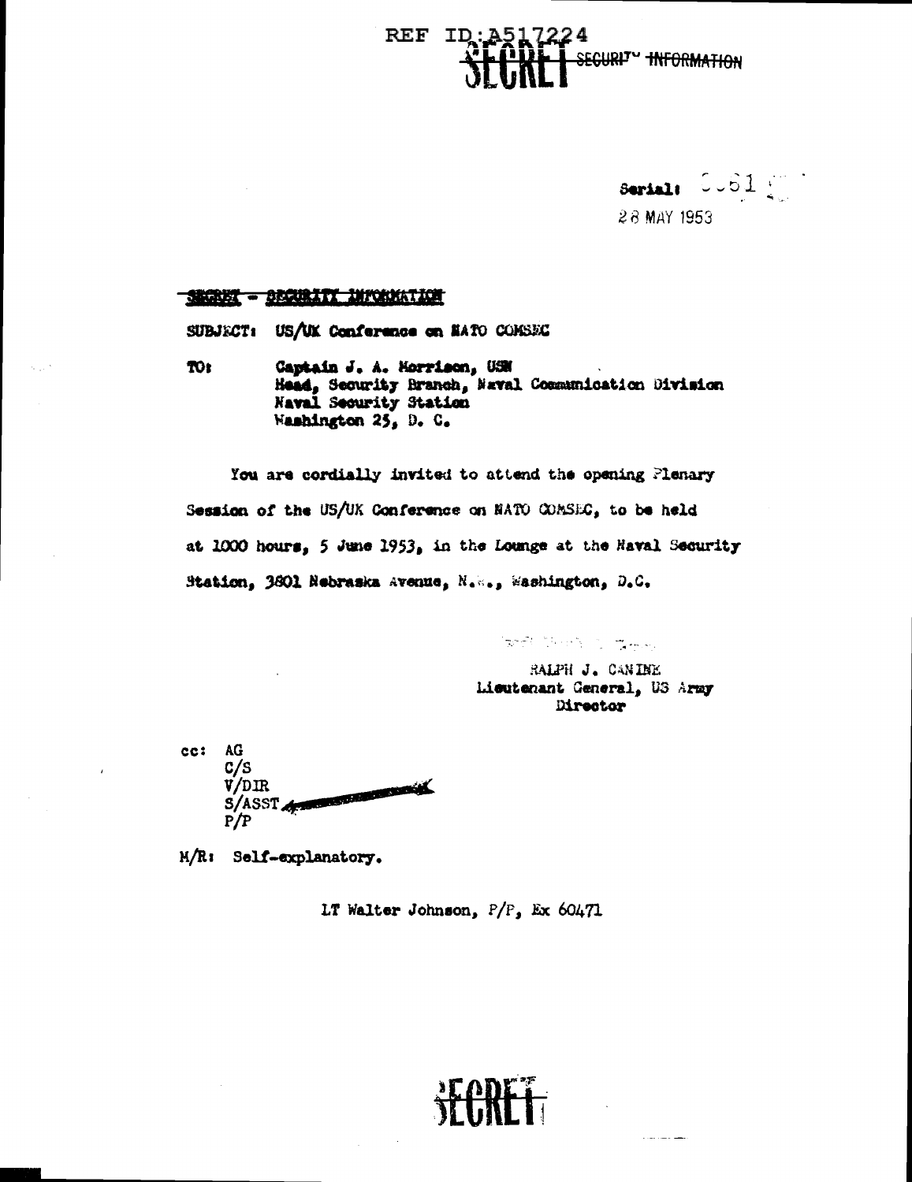REF ID:A517224

SECRET SECURITY INFORMATION

Serial: 0051

28 MAY 1953

SECRET - SECURITY INFORMATION

SUBJECT: US/UK Conference on NATO COMSEC

TO: Captain J. A. Morrison, USN
Head, Security Branch, Naval Communication Division
Naval Security Station
Washington 25, D. C.

You are cordially invited to attend the opening Plenary Session of the US/UK Conference on NATO COMSEC, to be held at 1000 hours, 5 June 1953, in the Lounge at the Naval Security Station, 3801 Nebraska Avenue, N.W., Washington, D.C.

RALPH J. CANINE
Lieutenant General, US Army
Director

cc: AG
C/S
V/DIR
S/ASST
P/P

M/R: Self-explanatory.

LT Walter Johnson, P/P, Ex 60471

SECRET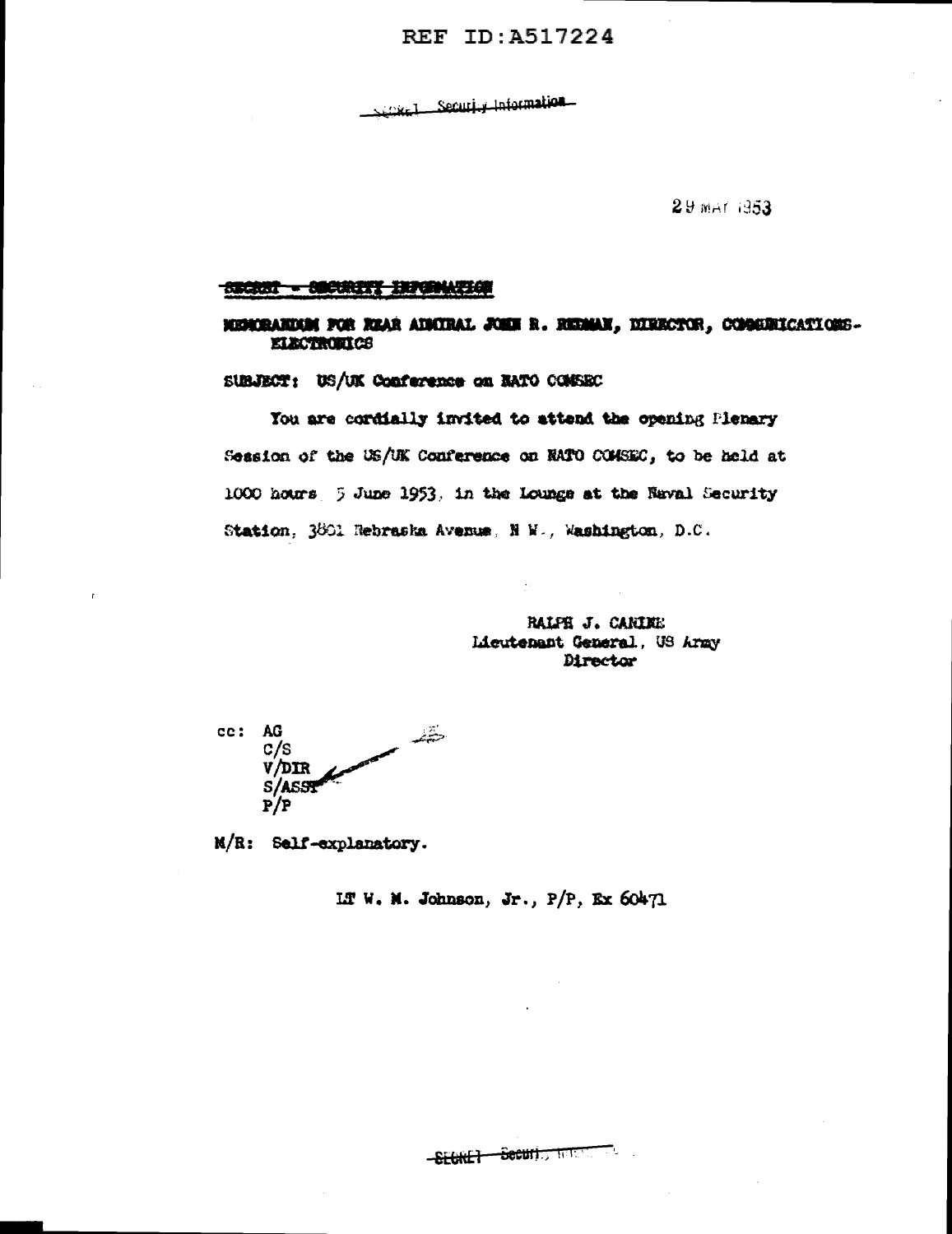SECRET Security Information

29 MAY 1953

SECRET - SECURITY INFORMATION

MEMORANDUM FOR REAR ADMIRAL JOHN R. REDMAN, DIRECTOR, COMMUNICATIONS-ELECTRONICS

SUBJECT: US/UK Conference on NATO COMSEC

You are cordially invited to attend the opening Plenary Session of the US/UK Conference on NATO COMSEC, to be held at 1000 hours 5 June 1953, in the Lounge at the Naval Security Station, 3801 Nebraska Avenue, N.W., Washington, D.C.

RALPH J. CANINE
Lieutenant General, US Army
Director

cc: AG
C/S
V/DIR
S/ASST
P/P

M/R: Self-explanatory.

LT W. M. Johnson, Jr., P/P, Ex 60471

SECRET Security Information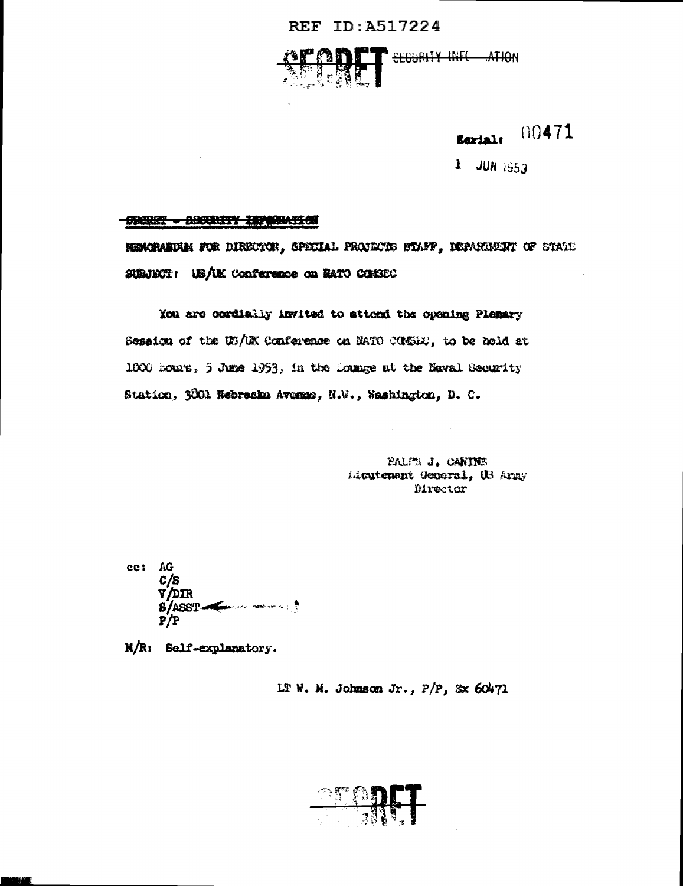REF ID:A517224

SECRET ~~SECURITY INFORMATION~~

Serial: 00471

1 JUN 1953

~~SECRET - SECURITY INFORMATION~~

MEMORANDUM FOR DIRECTOR, SPECIAL PROJECTS STAFF, DEPARTMENT OF STATE

SUBJECT: US/UK Conference on NATO COMSEC

You are cordially invited to attend the opening Plenary Session of the US/UK Conference on NATO COMSEC, to be held at 1000 hours, 5 June 1953, in the Lounge at the Naval Security Station, 3801 Nebraska Avenue, N.W., Washington, D. C.

RALPH J. CANINE
Lieutenant General, US Army
Director

cc: AG
C/S
V/DIR
S/ASST
P/P

M/R: Self-explanatory.

LT W. M. Johnson Jr., P/P, Ex 60471

SECRET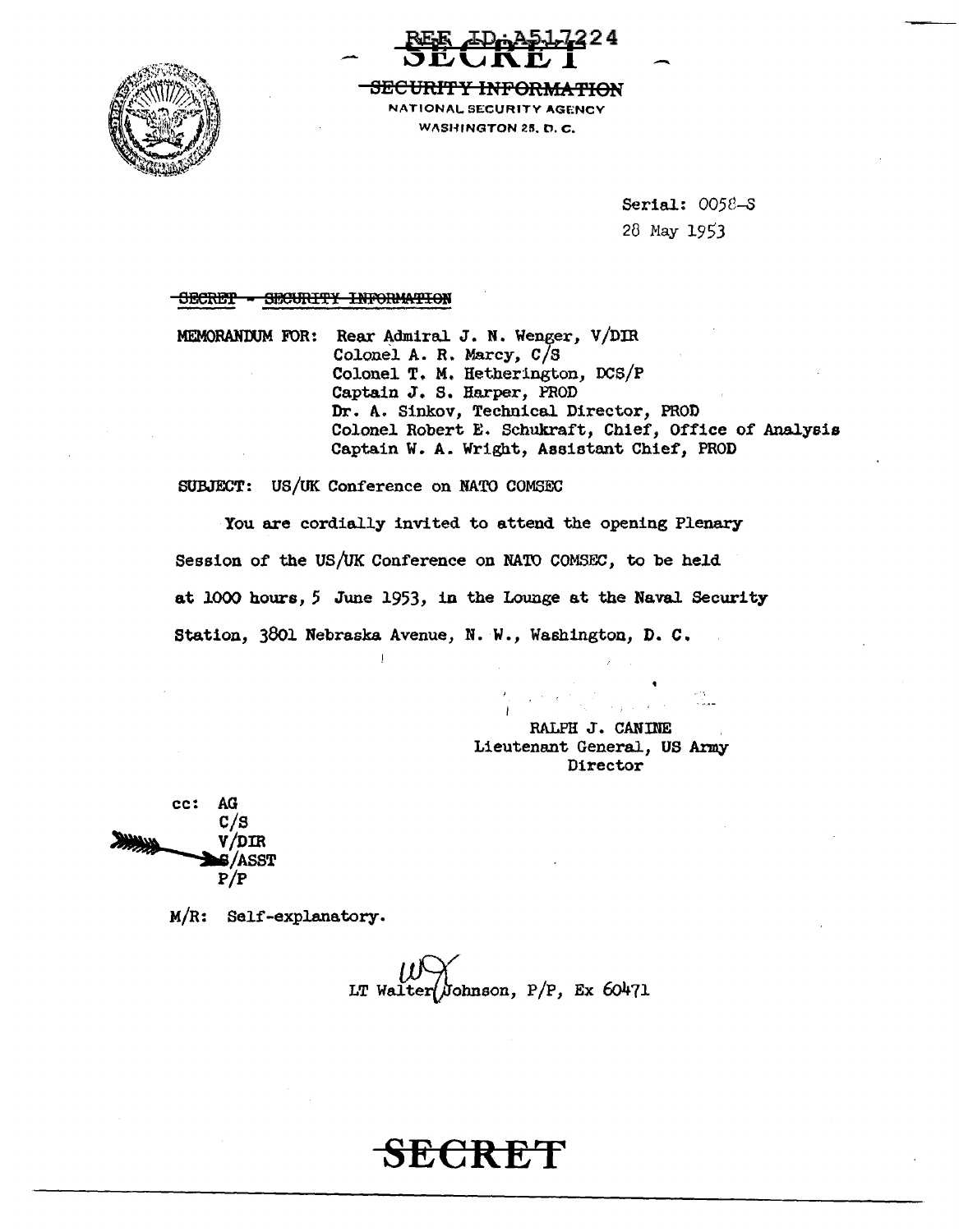REF ID:A517224

**SECRET**

~~SECURITY INFORMATION~~

NATIONAL SECURITY AGENCY
WASHINGTON 25, D. C.

Serial: 0058-S
28 May 1953

~~SECRET - SECURITY INFORMATION~~

MEMORANDUM FOR: Rear Admiral J. N. Wenger, V/DIR
Colonel A. R. Marcy, C/S
Colonel T. M. Hetherington, DCS/P
Captain J. S. Harper, PROD
Dr. A. Sinkov, Technical Director, PROD
Colonel Robert E. Schukraft, Chief, Office of Analysis
Captain W. A. Wright, Assistant Chief, PROD

SUBJECT: US/UK Conference on NATO COMSEC

You are cordially invited to attend the opening Plenary Session of the US/UK Conference on NATO COMSEC, to be held at 1000 hours, 5 June 1953, in the Lounge at the Naval Security Station, 3801 Nebraska Avenue, N. W., Washington, D. C.

RALPH J. CANINE
Lieutenant General, US Army
Director

cc: AG
C/S
V/DIR
S/ASST
P/P

M/R: Self-explanatory.

LT Walter Johnson, P/P, Ex 60471

**SECRET**